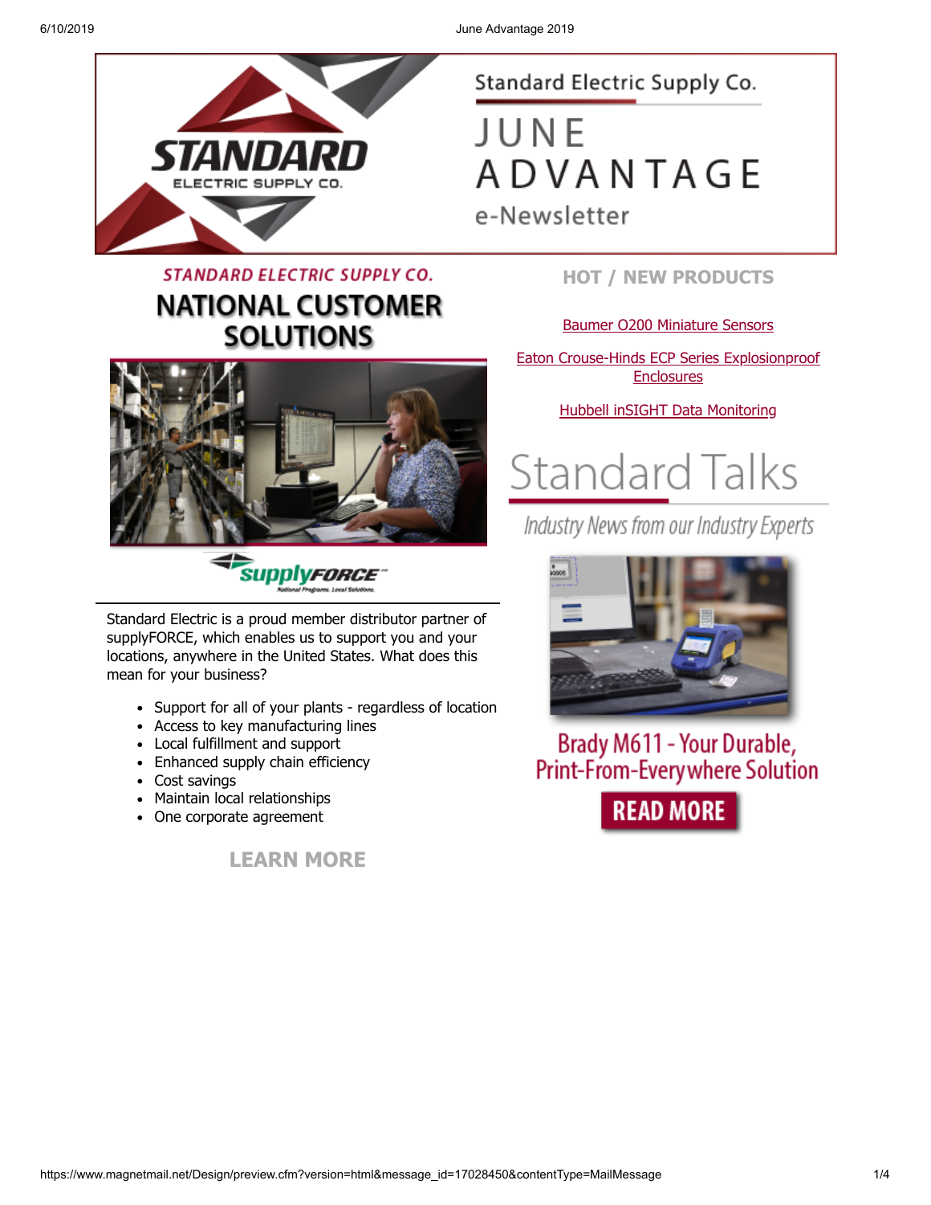# Standard Electric Supply Co.

# JUNE ADVANTAGE

e-Newsletter

## STANDARD ELECTRIC SUPPLY CO.

## NATIONAL CUSTOMER SOLUTIONS

supplyFORCE

National Programs. Local Solutions.

Standard Electric is a proud member distributor partner of supplyFORCE, which enables us to support you and your locations, anywhere in the United States. What does this mean for your business?

- Support for all of your plants - regardless of location
- Access to key manufacturing lines
- Local fulfillment and support
- Enhanced supply chain efficiency
- Cost savings
- Maintain local relationships
- One corporate agreement

**LEARN MORE**

## HOT / NEW PRODUCTS

Baumer O200 Miniature Sensors

Eaton Crouse-Hinds ECP Series Explosionproof Enclosures

Hubbell inSIGHT Data Monitoring

## Standard Talks

*Industry News from our Industry Experts*

### Brady M611 - Your Durable, Print-From-Everywhere Solution

**READ MORE**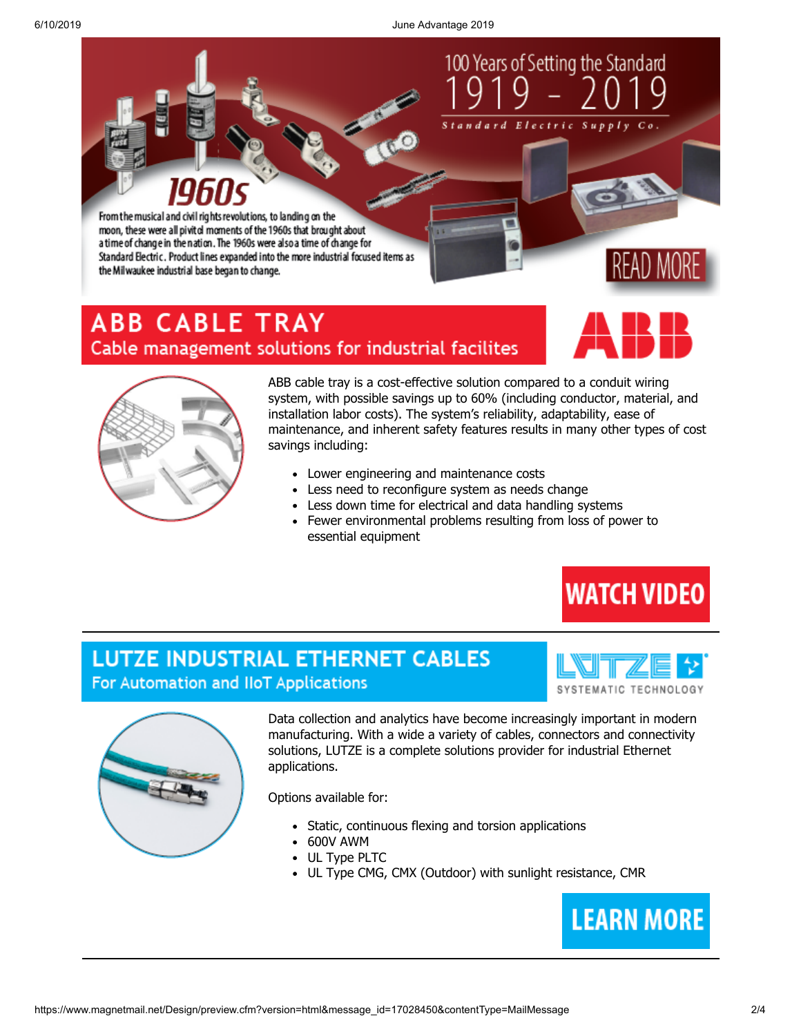100 Years of Setting the Standard

1919 - 2019

Standard Electric Supply Co.

## 1960s

From the musical and civil rights revolutions, to landing on the moon, these were all pivitol moments of the 1960s that brought about a time of change in the nation. The 1960s were also a time of change for Standard Electric. Product lines expanded into the more industrial focused items as the Milwaukee industrial base began to change.

READ MORE

## ABB CABLE TRAY

### Cable management solutions for industrial facilites

ABB

ABB cable tray is a cost-effective solution compared to a conduit wiring system, with possible savings up to 60% (including conductor, material, and installation labor costs). The system's reliability, adaptability, ease of maintenance, and inherent safety features results in many other types of cost savings including:

- Lower engineering and maintenance costs
- Less need to reconfigure system as needs change
- Less down time for electrical and data handling systems
- Fewer environmental problems resulting from loss of power to essential equipment

WATCH VIDEO

## LUTZE INDUSTRIAL ETHERNET CABLES

### For Automation and IIoT Applications

LUTZE SYSTEMATIC TECHNOLOGY

Data collection and analytics have become increasingly important in modern manufacturing. With a wide a variety of cables, connectors and connectivity solutions, LUTZE is a complete solutions provider for industrial Ethernet applications.

Options available for:

- Static, continuous flexing and torsion applications
- 600V AWM
- UL Type PLTC
- UL Type CMG, CMX (Outdoor) with sunlight resistance, CMR

LEARN MORE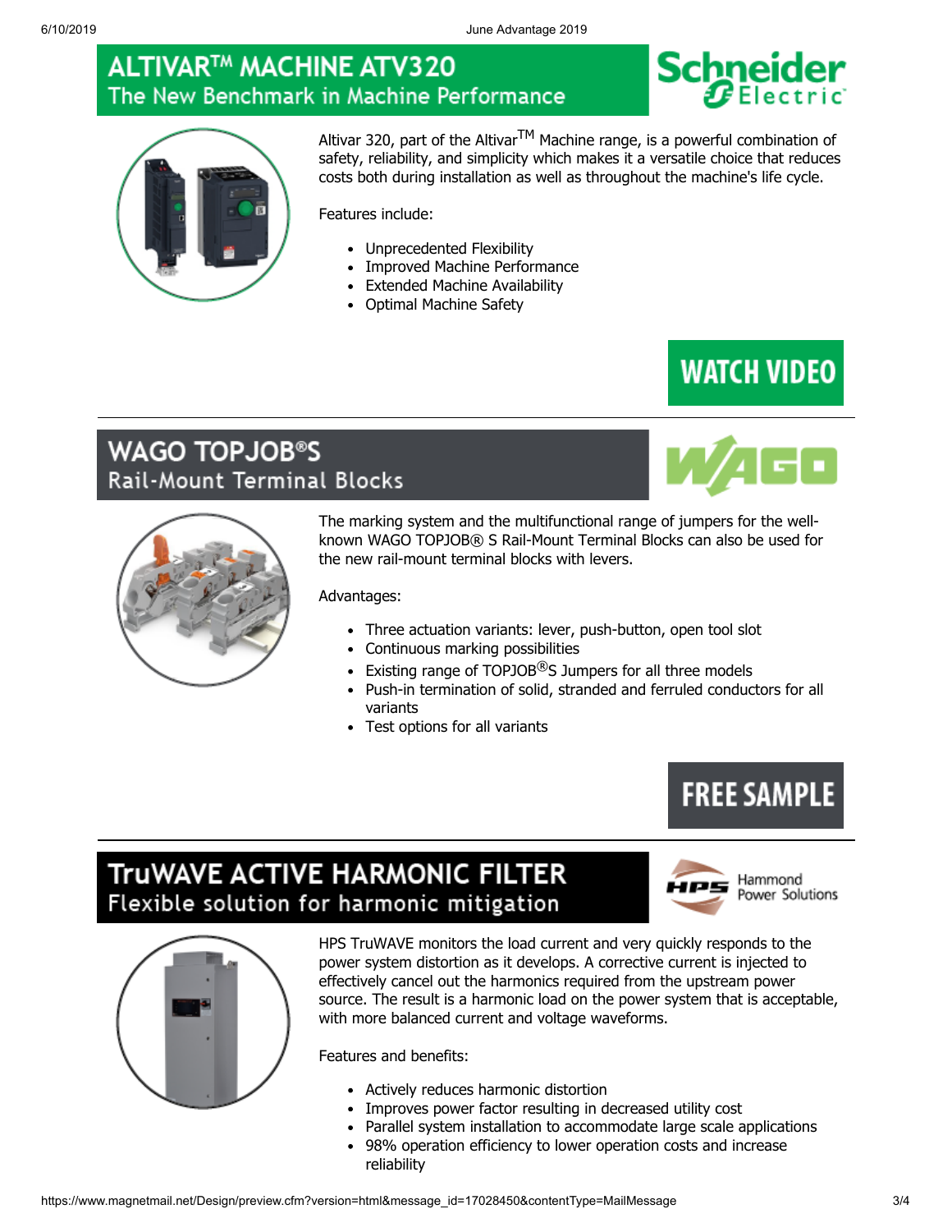## ALTIVAR™ MACHINE ATV320
### The New Benchmark in Machine Performance

Schneider Electric

Altivar 320, part of the Altivar™ Machine range, is a powerful combination of safety, reliability, and simplicity which makes it a versatile choice that reduces costs both during installation as well as throughout the machine's life cycle.

Features include:

- Unprecedented Flexibility
- Improved Machine Performance
- Extended Machine Availability
- Optimal Machine Safety

**WATCH VIDEO**

---

## WAGO TOPJOB®S
### Rail-Mount Terminal Blocks

WAGO

The marking system and the multifunctional range of jumpers for the well-known WAGO TOPJOB® S Rail-Mount Terminal Blocks can also be used for the new rail-mount terminal blocks with levers.

Advantages:

- Three actuation variants: lever, push-button, open tool slot
- Continuous marking possibilities
- Existing range of TOPJOB®S Jumpers for all three models
- Push-in termination of solid, stranded and ferruled conductors for all variants
- Test options for all variants

**FREE SAMPLE**

---

## TruWAVE ACTIVE HARMONIC FILTER
### Flexible solution for harmonic mitigation

HPS Hammond Power Solutions

HPS TruWAVE monitors the load current and very quickly responds to the power system distortion as it develops. A corrective current is injected to effectively cancel out the harmonics required from the upstream power source. The result is a harmonic load on the power system that is acceptable, with more balanced current and voltage waveforms.

Features and benefits:

- Actively reduces harmonic distortion
- Improves power factor resulting in decreased utility cost
- Parallel system installation to accommodate large scale applications
- 98% operation efficiency to lower operation costs and increase reliability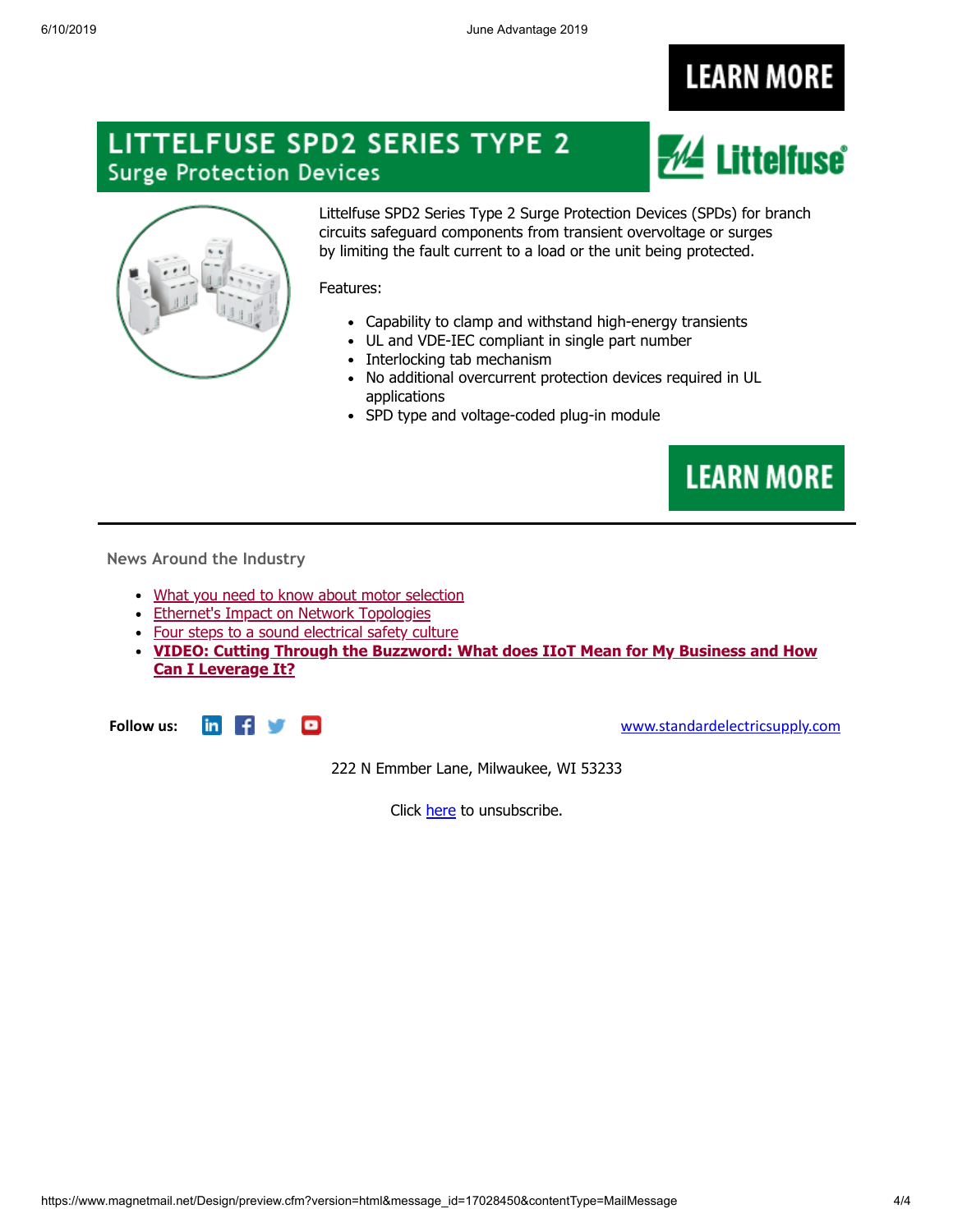LEARN MORE

# LITTELFUSE SPD2 SERIES TYPE 2

## Surge Protection Devices

Littelfuse

Littelfuse SPD2 Series Type 2 Surge Protection Devices (SPDs) for branch circuits safeguard components from transient overvoltage or surges by limiting the fault current to a load or the unit being protected.

Features:

- Capability to clamp and withstand high-energy transients
- UL and VDE-IEC compliant in single part number
- Interlocking tab mechanism
- No additional overcurrent protection devices required in UL applications
- SPD type and voltage-coded plug-in module

LEARN MORE

---

News Around the Industry

- What you need to know about motor selection
- Ethernet's Impact on Network Topologies
- Four steps to a sound electrical safety culture
- **VIDEO: Cutting Through the Buzzword: What does IIoT Mean for My Business and How Can I Leverage It?**

**Follow us:**

www.standardelectricsupply.com

222 N Emmber Lane, Milwaukee, WI 53233

Click here to unsubscribe.